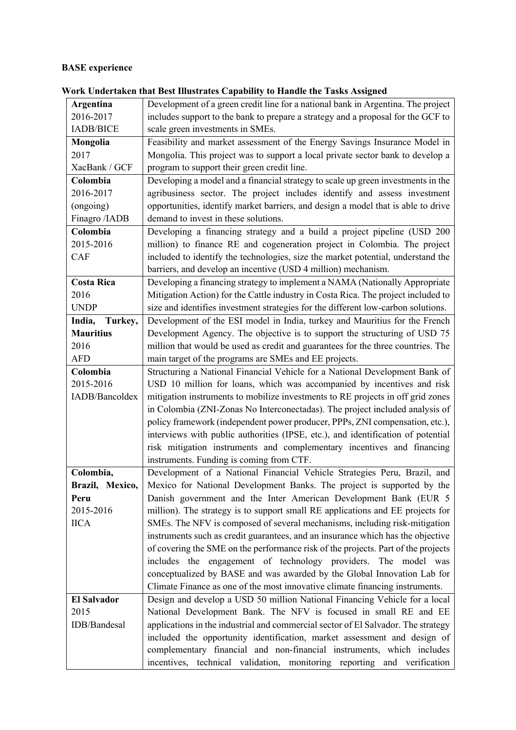**BASE experience**

**Work Undertaken that Best Illustrates Capability to Handle the Tasks Assigned**

| | |
|---|---|
| **Argentina**<br>2016-2017<br>IADB/BICE | Development of a green credit line for a national bank in Argentina. The project includes support to the bank to prepare a strategy and a proposal for the GCF to scale green investments in SMEs. |
| **Mongolia**<br>2017<br>XacBank / GCF | Feasibility and market assessment of the Energy Savings Insurance Model in Mongolia. This project was to support a local private sector bank to develop a program to support their green credit line. |
| **Colombia**<br>2016-2017<br>(ongoing)<br>Finagro /IADB | Developing a model and a financial strategy to scale up green investments in the agribusiness sector. The project includes identify and assess investment opportunities, identify market barriers, and design a model that is able to drive demand to invest in these solutions. |
| **Colombia**<br>2015-2016<br>CAF | Developing a financing strategy and a build a project pipeline (USD 200 million) to finance RE and cogeneration project in Colombia. The project included to identify the technologies, size the market potential, understand the barriers, and develop an incentive (USD 4 million) mechanism. |
| **Costa Rica**<br>2016<br>UNDP | Developing a financing strategy to implement a NAMA (Nationally Appropriate Mitigation Action) for the Cattle industry in Costa Rica. The project included to size and identifies investment strategies for the different low-carbon solutions. |
| **India, Turkey, Mauritius**<br>2016<br>AFD | Development of the ESI model in India, turkey and Mauritius for the French Development Agency. The objective is to support the structuring of USD 75 million that would be used as credit and guarantees for the three countries. The main target of the programs are SMEs and EE projects. |
| **Colombia**<br>2015-2016<br>IADB/Bancoldex | Structuring a National Financial Vehicle for a National Development Bank of USD 10 million for loans, which was accompanied by incentives and risk mitigation instruments to mobilize investments to RE projects in off grid zones in Colombia (ZNI-Zonas No Interconectadas). The project included analysis of policy framework (independent power producer, PPPs, ZNI compensation, etc.), interviews with public authorities (IPSE, etc.), and identification of potential risk mitigation instruments and complementary incentives and financing instruments. Funding is coming from CTF. |
| **Colombia, Brazil, Mexico, Peru**<br>2015-2016<br>IICA | Development of a National Financial Vehicle Strategies Peru, Brazil, and Mexico for National Development Banks. The project is supported by the Danish government and the Inter American Development Bank (EUR 5 million). The strategy is to support small RE applications and EE projects for SMEs. The NFV is composed of several mechanisms, including risk-mitigation instruments such as credit guarantees, and an insurance which has the objective of covering the SME on the performance risk of the projects. Part of the projects includes the engagement of technology providers. The model was conceptualized by BASE and was awarded by the Global Innovation Lab for Climate Finance as one of the most innovative climate financing instruments. |
| **El Salvador**<br>2015<br>IDB/Bandesal | Design and develop a USD 50 million National Financing Vehicle for a local National Development Bank. The NFV is focused in small RE and EE applications in the industrial and commercial sector of El Salvador. The strategy included the opportunity identification, market assessment and design of complementary financial and non-financial instruments, which includes incentives, technical validation, monitoring reporting and verification |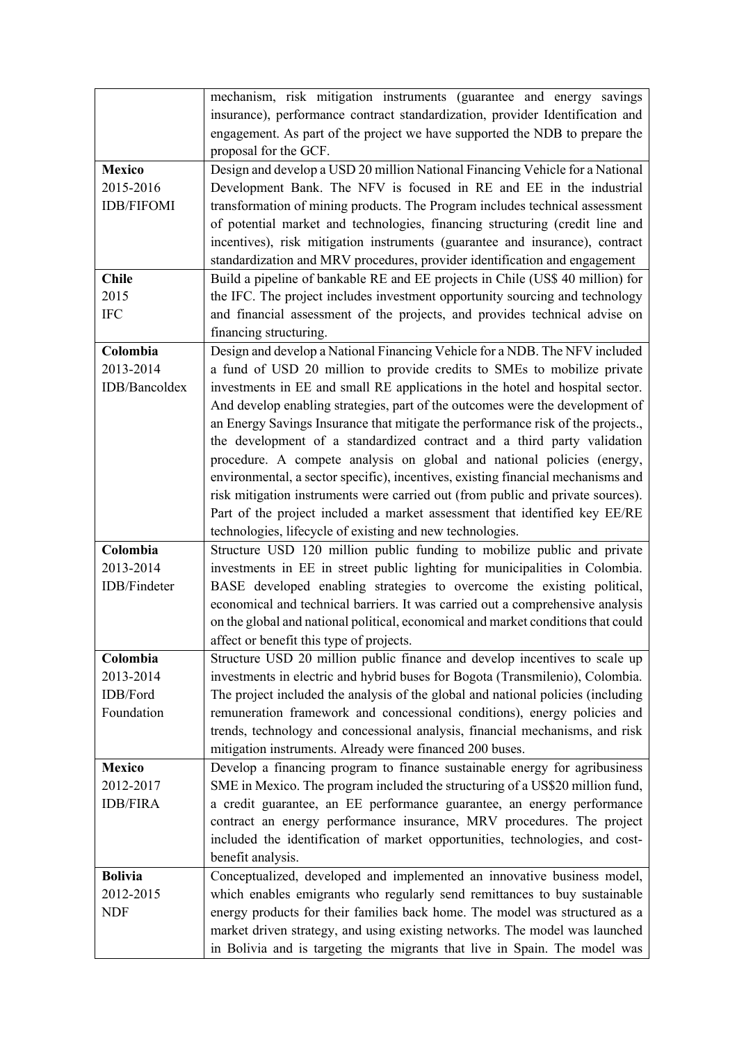| | |
|---|---|
| | mechanism, risk mitigation instruments (guarantee and energy savings insurance), performance contract standardization, provider Identification and engagement. As part of the project we have supported the NDB to prepare the proposal for the GCF. |
| **Mexico**<br>2015-2016<br>IDB/FIFOMI | Design and develop a USD 20 million National Financing Vehicle for a National Development Bank. The NFV is focused in RE and EE in the industrial transformation of mining products. The Program includes technical assessment of potential market and technologies, financing structuring (credit line and incentives), risk mitigation instruments (guarantee and insurance), contract standardization and MRV procedures, provider identification and engagement |
| **Chile**<br>2015<br>IFC | Build a pipeline of bankable RE and EE projects in Chile (US$ 40 million) for the IFC. The project includes investment opportunity sourcing and technology and financial assessment of the projects, and provides technical advise on financing structuring. |
| **Colombia**<br>2013-2014<br>IDB/Bancoldex | Design and develop a National Financing Vehicle for a NDB. The NFV included a fund of USD 20 million to provide credits to SMEs to mobilize private investments in EE and small RE applications in the hotel and hospital sector. And develop enabling strategies, part of the outcomes were the development of an Energy Savings Insurance that mitigate the performance risk of the projects., the development of a standardized contract and a third party validation procedure. A compete analysis on global and national policies (energy, environmental, a sector specific), incentives, existing financial mechanisms and risk mitigation instruments were carried out (from public and private sources). Part of the project included a market assessment that identified key EE/RE technologies, lifecycle of existing and new technologies. |
| **Colombia**<br>2013-2014<br>IDB/Findeter | Structure USD 120 million public funding to mobilize public and private investments in EE in street public lighting for municipalities in Colombia. BASE developed enabling strategies to overcome the existing political, economical and technical barriers. It was carried out a comprehensive analysis on the global and national political, economical and market conditions that could affect or benefit this type of projects. |
| **Colombia**<br>2013-2014<br>IDB/Ford Foundation | Structure USD 20 million public finance and develop incentives to scale up investments in electric and hybrid buses for Bogota (Transmilenio), Colombia. The project included the analysis of the global and national policies (including remuneration framework and concessional conditions), energy policies and trends, technology and concessional analysis, financial mechanisms, and risk mitigation instruments. Already were financed 200 buses. |
| **Mexico**<br>2012-2017<br>IDB/FIRA | Develop a financing program to finance sustainable energy for agribusiness SME in Mexico. The program included the structuring of a US$20 million fund, a credit guarantee, an EE performance guarantee, an energy performance contract an energy performance insurance, MRV procedures. The project included the identification of market opportunities, technologies, and cost-benefit analysis. |
| **Bolivia**<br>2012-2015<br>NDF | Conceptualized, developed and implemented an innovative business model, which enables emigrants who regularly send remittances to buy sustainable energy products for their families back home. The model was structured as a market driven strategy, and using existing networks. The model was launched in Bolivia and is targeting the migrants that live in Spain. The model was |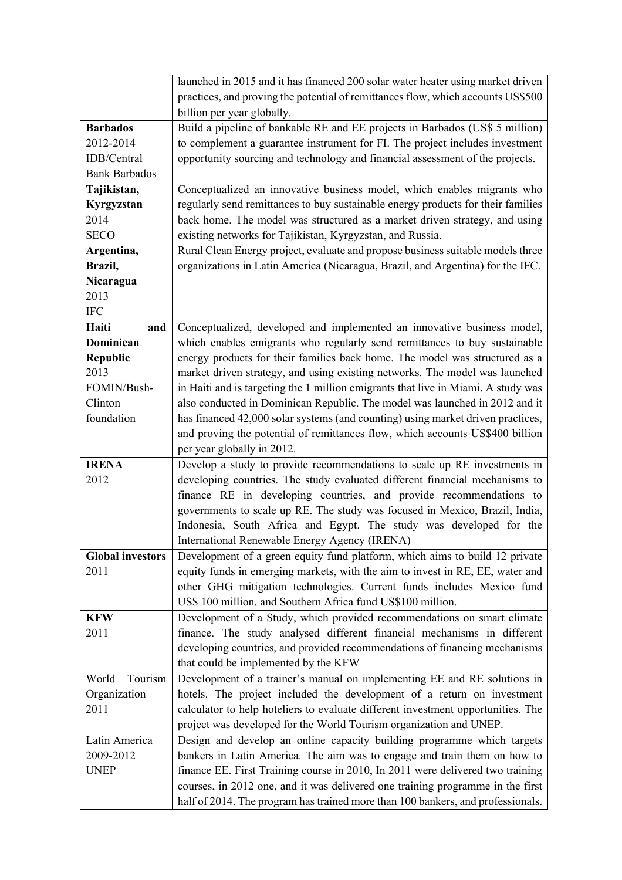| | |
|---|---|
| | launched in 2015 and it has financed 200 solar water heater using market driven practices, and proving the potential of remittances flow, which accounts US$500 billion per year globally. |
| **Barbados** 2012-2014 IDB/Central Bank Barbados | Build a pipeline of bankable RE and EE projects in Barbados (US$ 5 million) to complement a guarantee instrument for FI. The project includes investment opportunity sourcing and technology and financial assessment of the projects. |
| **Tajikistan, Kyrgyzstan** 2014 SECO | Conceptualized an innovative business model, which enables migrants who regularly send remittances to buy sustainable energy products for their families back home. The model was structured as a market driven strategy, and using existing networks for Tajikistan, Kyrgyzstan, and Russia. |
| **Argentina, Brazil, Nicaragua** 2013 IFC | Rural Clean Energy project, evaluate and propose business suitable models three organizations in Latin America (Nicaragua, Brazil, and Argentina) for the IFC. |
| **Haiti and Dominican Republic** 2013 FOMIN/Bush-Clinton foundation | Conceptualized, developed and implemented an innovative business model, which enables emigrants who regularly send remittances to buy sustainable energy products for their families back home. The model was structured as a market driven strategy, and using existing networks. The model was launched in Haiti and is targeting the 1 million emigrants that live in Miami. A study was also conducted in Dominican Republic. The model was launched in 2012 and it has financed 42,000 solar systems (and counting) using market driven practices, and proving the potential of remittances flow, which accounts US$400 billion per year globally in 2012. |
| **IRENA** 2012 | Develop a study to provide recommendations to scale up RE investments in developing countries. The study evaluated different financial mechanisms to finance RE in developing countries, and provide recommendations to governments to scale up RE. The study was focused in Mexico, Brazil, India, Indonesia, South Africa and Egypt. The study was developed for the International Renewable Energy Agency (IRENA) |
| **Global investors** 2011 | Development of a green equity fund platform, which aims to build 12 private equity funds in emerging markets, with the aim to invest in RE, EE, water and other GHG mitigation technologies. Current funds includes Mexico fund US$ 100 million, and Southern Africa fund US$100 million. |
| **KFW** 2011 | Development of a Study, which provided recommendations on smart climate finance. The study analysed different financial mechanisms in different developing countries, and provided recommendations of financing mechanisms that could be implemented by the KFW |
| World Tourism Organization 2011 | Development of a trainer's manual on implementing EE and RE solutions in hotels. The project included the development of a return on investment calculator to help hoteliers to evaluate different investment opportunities. The project was developed for the World Tourism organization and UNEP. |
| Latin America 2009-2012 UNEP | Design and develop an online capacity building programme which targets bankers in Latin America. The aim was to engage and train them on how to finance EE. First Training course in 2010, In 2011 were delivered two training courses, in 2012 one, and it was delivered one training programme in the first half of 2014. The program has trained more than 100 bankers, and professionals. |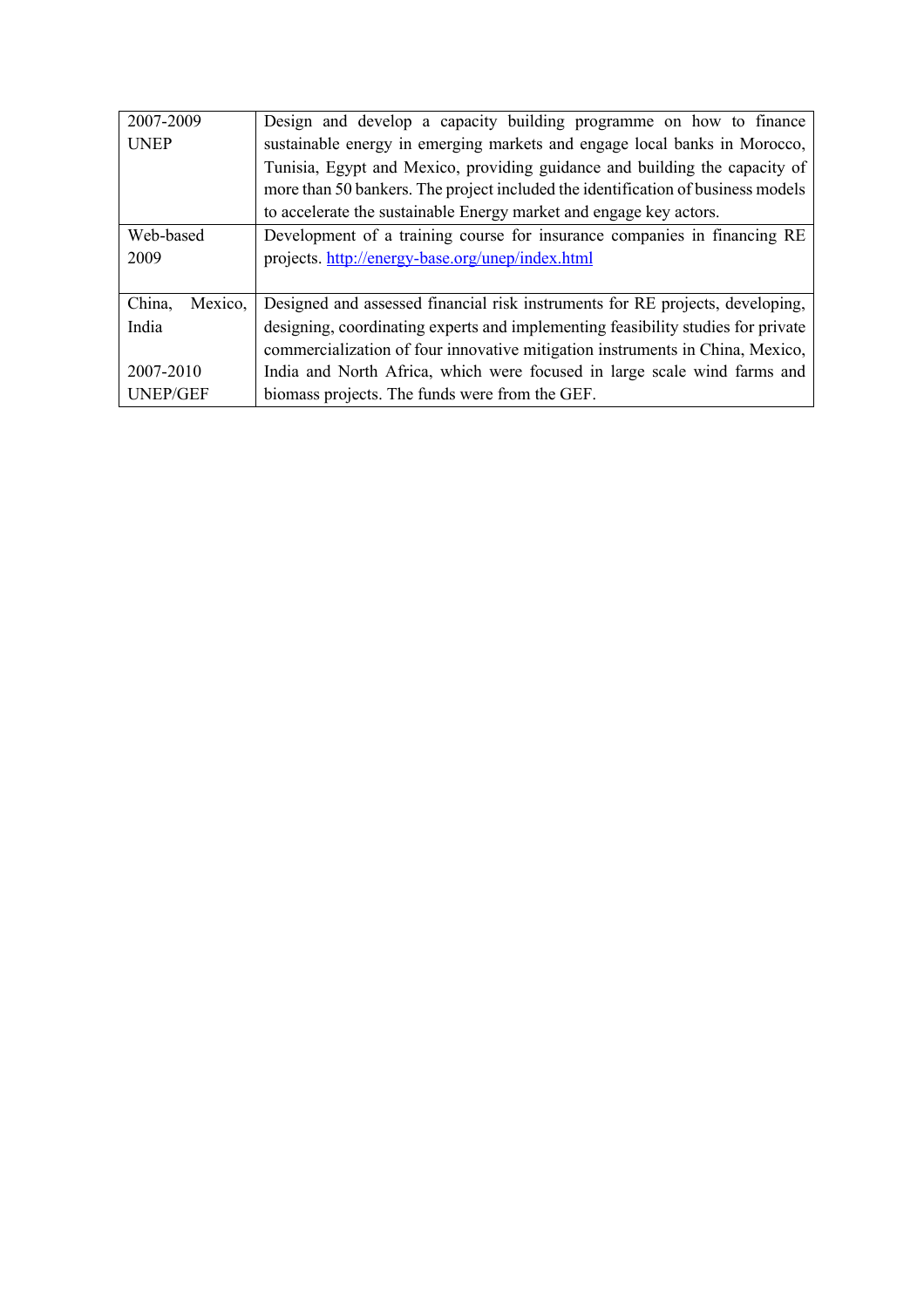| | |
|---|---|
| 2007-2009<br>UNEP | Design and develop a capacity building programme on how to finance sustainable energy in emerging markets and engage local banks in Morocco, Tunisia, Egypt and Mexico, providing guidance and building the capacity of more than 50 bankers. The project included the identification of business models to accelerate the sustainable Energy market and engage key actors. |
| Web-based<br>2009 | Development of a training course for insurance companies in financing RE projects. [http://energy-base.org/unep/index.html](http://energy-base.org/unep/index.html) |
| China, Mexico, India<br><br>2007-2010<br>UNEP/GEF | Designed and assessed financial risk instruments for RE projects, developing, designing, coordinating experts and implementing feasibility studies for private commercialization of four innovative mitigation instruments in China, Mexico, India and North Africa, which were focused in large scale wind farms and biomass projects. The funds were from the GEF. |